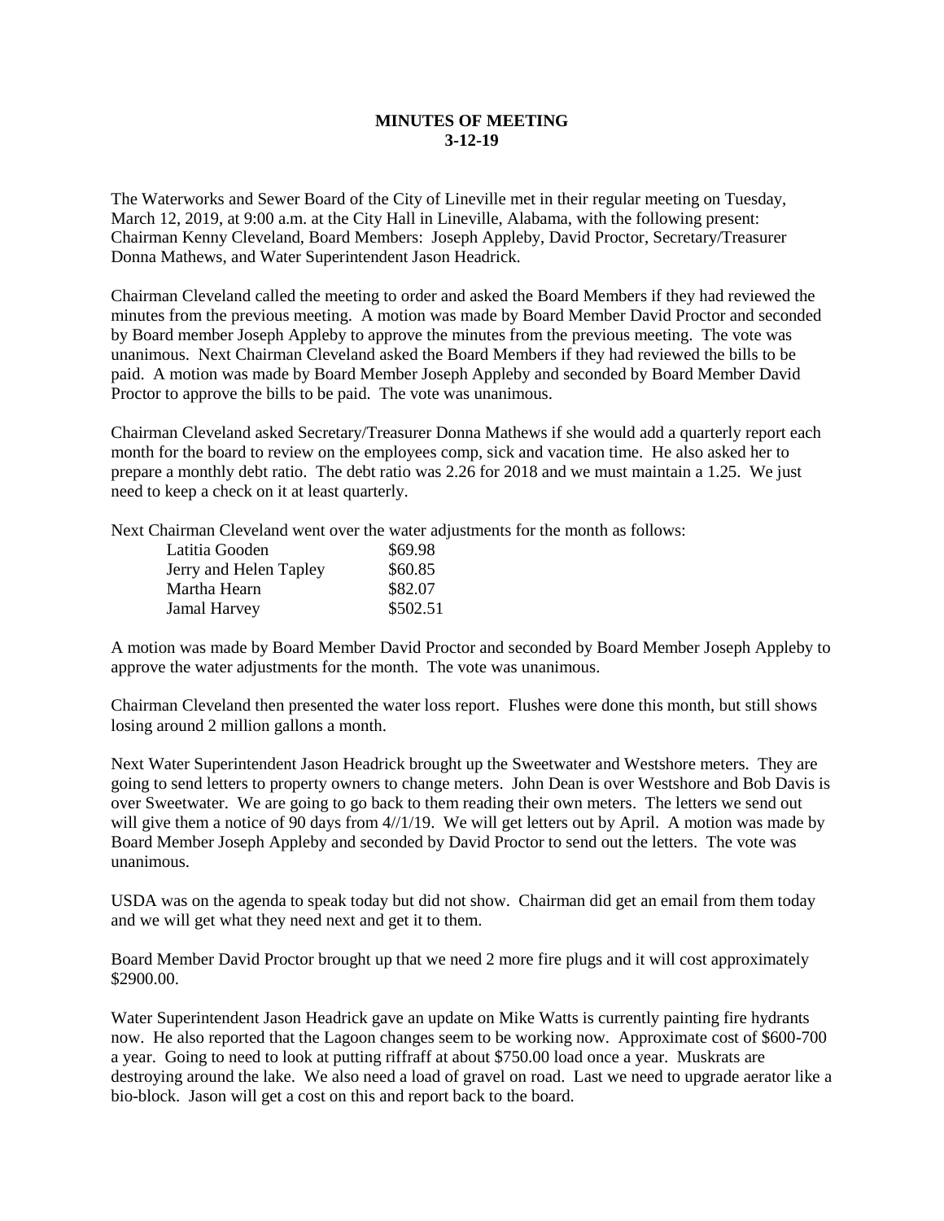**MINUTES OF MEETING**
**3-12-19**

The Waterworks and Sewer Board of the City of Lineville met in their regular meeting on Tuesday, March 12, 2019, at 9:00 a.m. at the City Hall in Lineville, Alabama, with the following present: Chairman Kenny Cleveland, Board Members: Joseph Appleby, David Proctor, Secretary/Treasurer Donna Mathews, and Water Superintendent Jason Headrick.

Chairman Cleveland called the meeting to order and asked the Board Members if they had reviewed the minutes from the previous meeting. A motion was made by Board Member David Proctor and seconded by Board member Joseph Appleby to approve the minutes from the previous meeting. The vote was unanimous. Next Chairman Cleveland asked the Board Members if they had reviewed the bills to be paid. A motion was made by Board Member Joseph Appleby and seconded by Board Member David Proctor to approve the bills to be paid. The vote was unanimous.

Chairman Cleveland asked Secretary/Treasurer Donna Mathews if she would add a quarterly report each month for the board to review on the employees comp, sick and vacation time. He also asked her to prepare a monthly debt ratio. The debt ratio was 2.26 for 2018 and we must maintain a 1.25. We just need to keep a check on it at least quarterly.

Next Chairman Cleveland went over the water adjustments for the month as follows:

| | |
|---|---|
| Latitia Gooden | \$69.98 |
| Jerry and Helen Tapley | \$60.85 |
| Martha Hearn | \$82.07 |
| Jamal Harvey | \$502.51 |

A motion was made by Board Member David Proctor and seconded by Board Member Joseph Appleby to approve the water adjustments for the month. The vote was unanimous.

Chairman Cleveland then presented the water loss report. Flushes were done this month, but still shows losing around 2 million gallons a month.

Next Water Superintendent Jason Headrick brought up the Sweetwater and Westshore meters. They are going to send letters to property owners to change meters. John Dean is over Westshore and Bob Davis is over Sweetwater. We are going to go back to them reading their own meters. The letters we send out will give them a notice of 90 days from 4//1/19. We will get letters out by April. A motion was made by Board Member Joseph Appleby and seconded by David Proctor to send out the letters. The vote was unanimous.

USDA was on the agenda to speak today but did not show. Chairman did get an email from them today and we will get what they need next and get it to them.

Board Member David Proctor brought up that we need 2 more fire plugs and it will cost approximately \$2900.00.

Water Superintendent Jason Headrick gave an update on Mike Watts is currently painting fire hydrants now. He also reported that the Lagoon changes seem to be working now. Approximate cost of \$600-700 a year. Going to need to look at putting riffraff at about \$750.00 load once a year. Muskrats are destroying around the lake. We also need a load of gravel on road. Last we need to upgrade aerator like a bio-block. Jason will get a cost on this and report back to the board.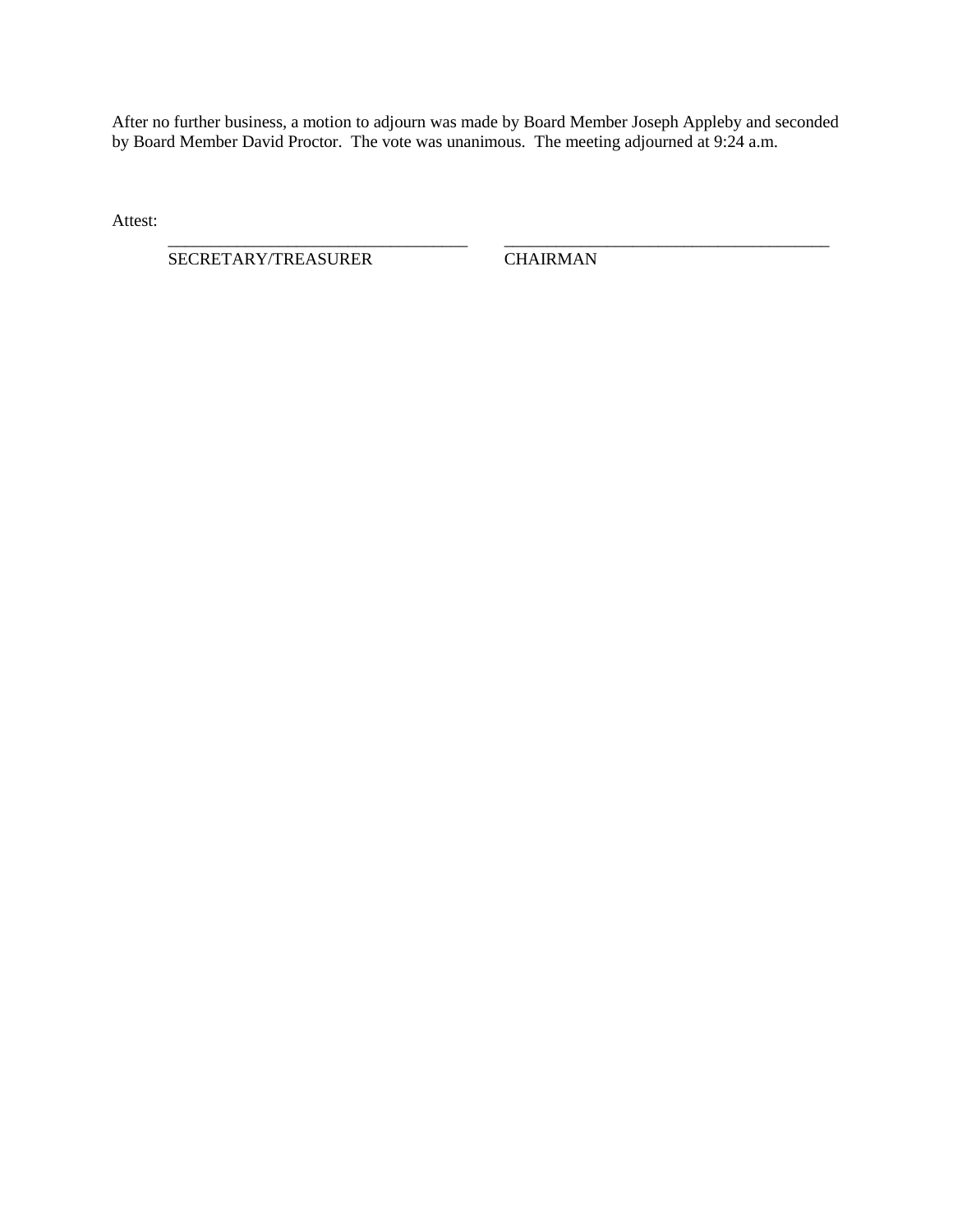After no further business, a motion to adjourn was made by Board Member Joseph Appleby and seconded by Board Member David Proctor. The vote was unanimous. The meeting adjourned at 9:24 a.m.

Attest:

| | |
|---|---|
| ___________________________________ | ______________________________________ |
| SECRETARY/TREASURER | CHAIRMAN |